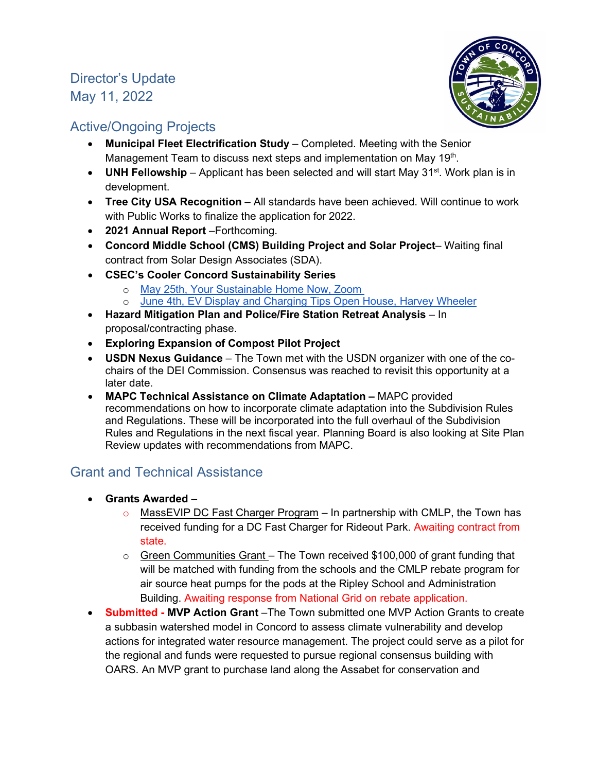# Director's Update
May 11, 2022

## Active/Ongoing Projects

- **Municipal Fleet Electrification Study** – Completed. Meeting with the Senior Management Team to discuss next steps and implementation on May 19th.
- **UNH Fellowship** – Applicant has been selected and will start May 31st. Work plan is in development.
- **Tree City USA Recognition** – All standards have been achieved. Will continue to work with Public Works to finalize the application for 2022.
- **2021 Annual Report** –Forthcoming.
- **Concord Middle School (CMS) Building Project and Solar Project**– Waiting final contract from Solar Design Associates (SDA).
- **CSEC's Cooler Concord Sustainability Series**
  - May 25th, Your Sustainable Home Now, Zoom
  - June 4th, EV Display and Charging Tips Open House, Harvey Wheeler
- **Hazard Mitigation Plan and Police/Fire Station Retreat Analysis** – In proposal/contracting phase.
- **Exploring Expansion of Compost Pilot Project**
- **USDN Nexus Guidance** – The Town met with the USDN organizer with one of the co-chairs of the DEI Commission. Consensus was reached to revisit this opportunity at a later date.
- **MAPC Technical Assistance on Climate Adaptation –** MAPC provided recommendations on how to incorporate climate adaptation into the Subdivision Rules and Regulations. These will be incorporated into the full overhaul of the Subdivision Rules and Regulations in the next fiscal year. Planning Board is also looking at Site Plan Review updates with recommendations from MAPC.

## Grant and Technical Assistance

- **Grants Awarded** –
  - MassEVIP DC Fast Charger Program – In partnership with CMLP, the Town has received funding for a DC Fast Charger for Rideout Park. Awaiting contract from state.
  - Green Communities Grant – The Town received $100,000 of grant funding that will be matched with funding from the schools and the CMLP rebate program for air source heat pumps for the pods at the Ripley School and Administration Building. Awaiting response from National Grid on rebate application.
- **Submitted - MVP Action Grant** –The Town submitted one MVP Action Grants to create a subbasin watershed model in Concord to assess climate vulnerability and develop actions for integrated water resource management. The project could serve as a pilot for the regional and funds were requested to pursue regional consensus building with OARS. An MVP grant to purchase land along the Assabet for conservation and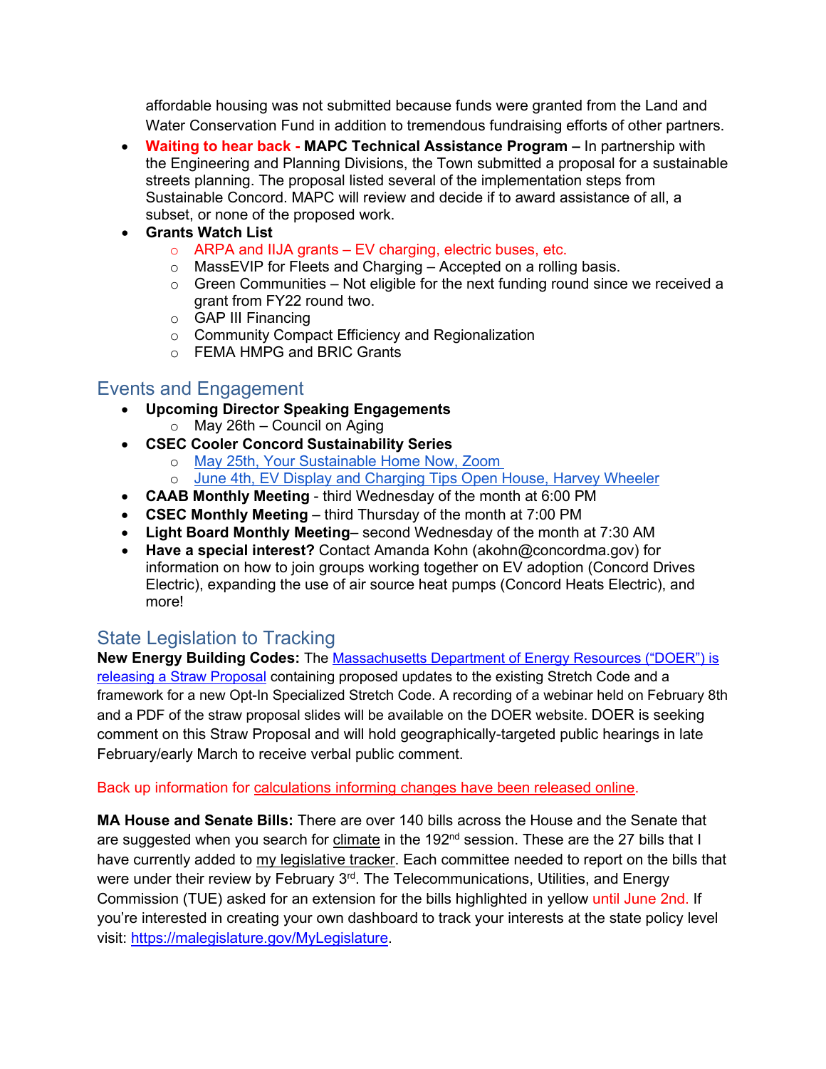affordable housing was not submitted because funds were granted from the Land and Water Conservation Fund in addition to tremendous fundraising efforts of other partners.

- **Waiting to hear back - MAPC Technical Assistance Program –** In partnership with the Engineering and Planning Divisions, the Town submitted a proposal for a sustainable streets planning. The proposal listed several of the implementation steps from Sustainable Concord. MAPC will review and decide if to award assistance of all, a subset, or none of the proposed work.
- **Grants Watch List**
  - ARPA and IIJA grants – EV charging, electric buses, etc.
  - MassEVIP for Fleets and Charging – Accepted on a rolling basis.
  - Green Communities – Not eligible for the next funding round since we received a grant from FY22 round two.
  - GAP III Financing
  - Community Compact Efficiency and Regionalization
  - FEMA HMPG and BRIC Grants

## Events and Engagement

- **Upcoming Director Speaking Engagements**
  - May 26th – Council on Aging
- **CSEC Cooler Concord Sustainability Series**
  - May 25th, Your Sustainable Home Now, Zoom
  - June 4th, EV Display and Charging Tips Open House, Harvey Wheeler
- **CAAB Monthly Meeting** - third Wednesday of the month at 6:00 PM
- **CSEC Monthly Meeting** – third Thursday of the month at 7:00 PM
- **Light Board Monthly Meeting**– second Wednesday of the month at 7:30 AM
- **Have a special interest?** Contact Amanda Kohn (akohn@concordma.gov) for information on how to join groups working together on EV adoption (Concord Drives Electric), expanding the use of air source heat pumps (Concord Heats Electric), and more!

## State Legislation to Tracking

**New Energy Building Codes:** The Massachusetts Department of Energy Resources ("DOER") is releasing a Straw Proposal containing proposed updates to the existing Stretch Code and a framework for a new Opt-In Specialized Stretch Code. A recording of a webinar held on February 8th and a PDF of the straw proposal slides will be available on the DOER website. DOER is seeking comment on this Straw Proposal and will hold geographically-targeted public hearings in late February/early March to receive verbal public comment.

Back up information for calculations informing changes have been released online.

**MA House and Senate Bills:** There are over 140 bills across the House and the Senate that are suggested when you search for climate in the 192nd session. These are the 27 bills that I have currently added to my legislative tracker. Each committee needed to report on the bills that were under their review by February 3rd. The Telecommunications, Utilities, and Energy Commission (TUE) asked for an extension for the bills highlighted in yellow until June 2nd. If you're interested in creating your own dashboard to track your interests at the state policy level visit: https://malegislature.gov/MyLegislature.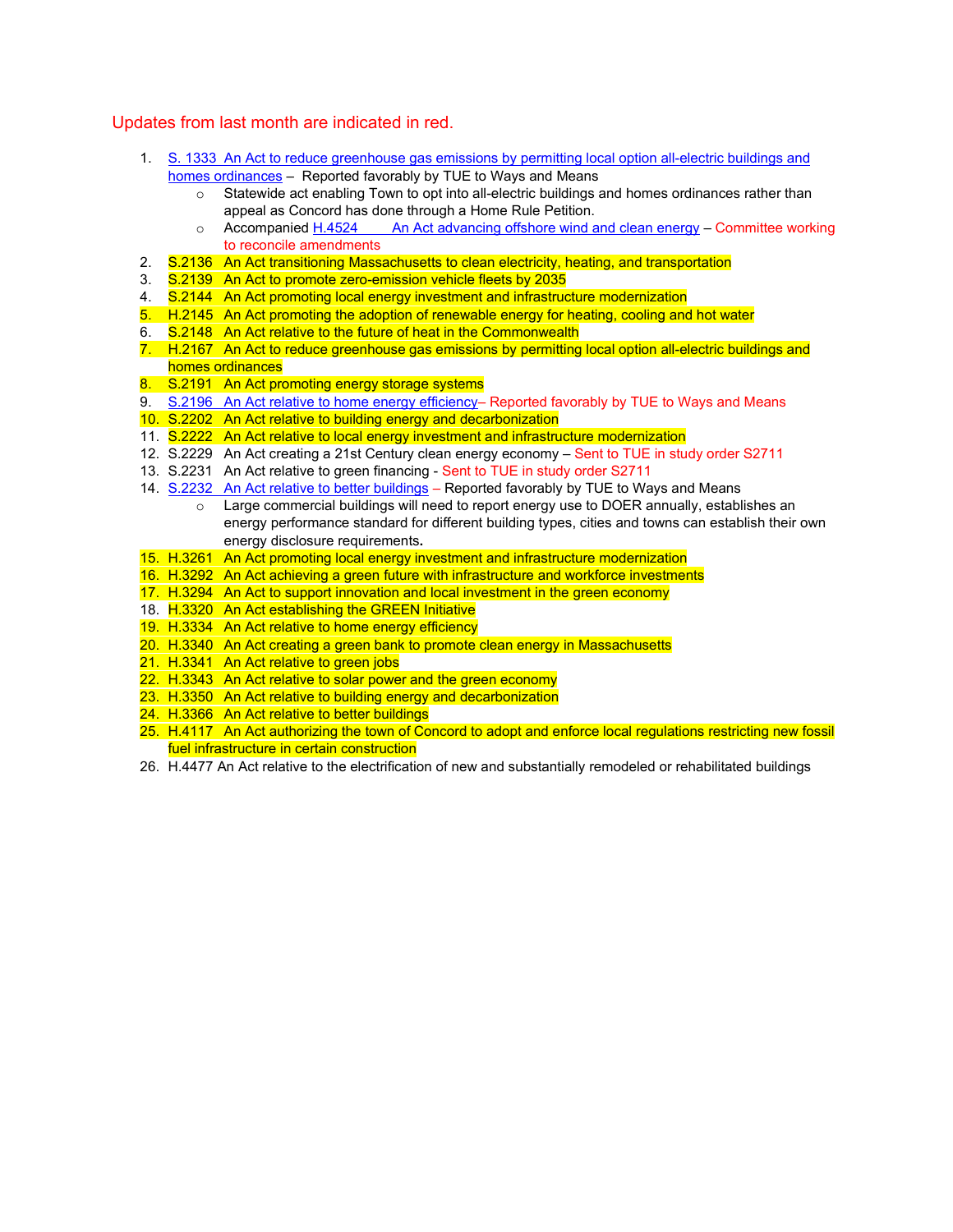Updates from last month are indicated in red.

1. S. 1333 An Act to reduce greenhouse gas emissions by permitting local option all-electric buildings and homes ordinances – Reported favorably by TUE to Ways and Means
   - Statewide act enabling Town to opt into all-electric buildings and homes ordinances rather than appeal as Concord has done through a Home Rule Petition.
   - Accompanied H.4524 An Act advancing offshore wind and clean energy – Committee working to reconcile amendments
2. S.2136 An Act transitioning Massachusetts to clean electricity, heating, and transportation
3. S.2139 An Act to promote zero-emission vehicle fleets by 2035
4. S.2144 An Act promoting local energy investment and infrastructure modernization
5. H.2145 An Act promoting the adoption of renewable energy for heating, cooling and hot water
6. S.2148 An Act relative to the future of heat in the Commonwealth
7. H.2167 An Act to reduce greenhouse gas emissions by permitting local option all-electric buildings and homes ordinances
8. S.2191 An Act promoting energy storage systems
9. S.2196 An Act relative to home energy efficiency– Reported favorably by TUE to Ways and Means
10. S.2202 An Act relative to building energy and decarbonization
11. S.2222 An Act relative to local energy investment and infrastructure modernization
12. S.2229 An Act creating a 21st Century clean energy economy – Sent to TUE in study order S2711
13. S.2231 An Act relative to green financing - Sent to TUE in study order S2711
14. S.2232 An Act relative to better buildings – Reported favorably by TUE to Ways and Means
    - Large commercial buildings will need to report energy use to DOER annually, establishes an energy performance standard for different building types, cities and towns can establish their own energy disclosure requirements.
15. H.3261 An Act promoting local energy investment and infrastructure modernization
16. H.3292 An Act achieving a green future with infrastructure and workforce investments
17. H.3294 An Act to support innovation and local investment in the green economy
18. H.3320 An Act establishing the GREEN Initiative
19. H.3334 An Act relative to home energy efficiency
20. H.3340 An Act creating a green bank to promote clean energy in Massachusetts
21. H.3341 An Act relative to green jobs
22. H.3343 An Act relative to solar power and the green economy
23. H.3350 An Act relative to building energy and decarbonization
24. H.3366 An Act relative to better buildings
25. H.4117 An Act authorizing the town of Concord to adopt and enforce local regulations restricting new fossil fuel infrastructure in certain construction
26. H.4477 An Act relative to the electrification of new and substantially remodeled or rehabilitated buildings